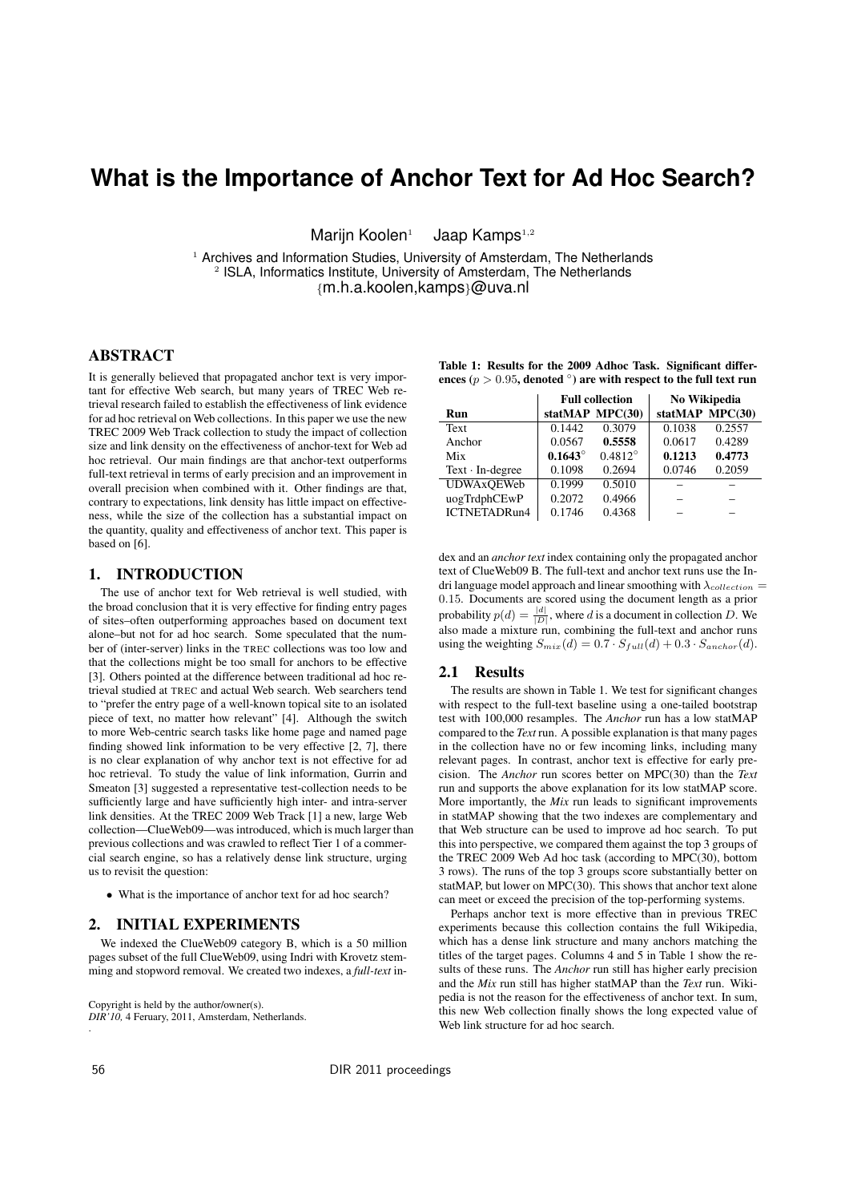# What is the Importance of Anchor Text for Ad Hoc Search?

Marijn Koolen[1] Jaap Kamps[1,2]

[1] Archives and Information Studies, University of Amsterdam, The Netherlands
[2] ISLA, Informatics Institute, University of Amsterdam, The Netherlands
{m.h.a.koolen,kamps}@uva.nl

## ABSTRACT

It is generally believed that propagated anchor text is very important for effective Web search, but many years of TREC Web retrieval research failed to establish the effectiveness of link evidence for ad hoc retrieval on Web collections. In this paper we use the new TREC 2009 Web Track collection to study the impact of collection size and link density on the effectiveness of anchor-text for Web ad hoc retrieval. Our main findings are that anchor-text outperforms full-text retrieval in terms of early precision and an improvement in overall precision when combined with it. Other findings are that, contrary to expectations, link density has little impact on effectiveness, while the size of the collection has a substantial impact on the quantity, quality and effectiveness of anchor text. This paper is based on [6].

## 1. INTRODUCTION

The use of anchor text for Web retrieval is well studied, with the broad conclusion that it is very effective for finding entry pages of sites–often outperforming approaches based on document text alone–but not for ad hoc search. Some speculated that the number of (inter-server) links in the TREC collections was too low and that the collections might be too small for anchors to be effective [3]. Others pointed at the difference between traditional ad hoc retrieval studied at TREC and actual Web search. Web searchers tend to "prefer the entry page of a well-known topical site to an isolated piece of text, no matter how relevant" [4]. Although the switch to more Web-centric search tasks like home page and named page finding showed link information to be very effective [2, 7], there is no clear explanation of why anchor text is not effective for ad hoc retrieval. To study the value of link information, Gurrin and Smeaton [3] suggested a representative test-collection needs to be sufficiently large and have sufficiently high inter- and intra-server link densities. At the TREC 2009 Web Track [1] a new, large Web collection—ClueWeb09—was introduced, which is much larger than previous collections and was crawled to reflect Tier 1 of a commercial search engine, so has a relatively dense link structure, urging us to revisit the question:

- What is the importance of anchor text for ad hoc search?

## 2. INITIAL EXPERIMENTS

We indexed the ClueWeb09 category B, which is a 50 million pages subset of the full ClueWeb09, using Indri with Krovetz stemming and stopword removal. We created two indexes, a *full-text* index and an *anchor text* index containing only the propagated anchor text of ClueWeb09 B. The full-text and anchor text runs use the Indri language model approach and linear smoothing with $\lambda_{collection} = 0.15$. Documents are scored using the document length as a prior probability $p(d) = \frac{|d|}{|D|}$, where $d$ is a document in collection $D$. We also made a mixture run, combining the full-text and anchor runs using the weighting $S_{mix}(d) = 0.7 \cdot S_{full}(d) + 0.3 \cdot S_{anchor}(d)$.

Copyright is held by the author/owner(s).
*DIR'10,* 4 Feruary, 2011, Amsterdam, Netherlands.

**Table 1: Results for the 2009 Adhoc Task. Significant differences ($p > 0.95$, denoted $^{\circ}$) are with respect to the full text run**

| | Full collection | | No Wikipedia | |
|---|---|---|---|---|
| **Run** | **statMAP** | **MPC(30)** | **statMAP** | **MPC(30)** |
| Text | 0.1442 | 0.3079 | 0.1038 | 0.2557 |
| Anchor | 0.0567 | **0.5558** | 0.0617 | 0.4289 |
| Mix | **0.1643**$^{\circ}$ | 0.4812$^{\circ}$ | **0.1213** | **0.4773** |
| Text · In-degree | 0.1098 | 0.2694 | 0.0746 | 0.2059 |
| UDWAxQEWeb | 0.1999 | 0.5010 | – | – |
| uogTrdphCEwP | 0.2072 | 0.4966 | – | – |
| ICTNETADRun4 | 0.1746 | 0.4368 | – | – |

### 2.1 Results

The results are shown in Table 1. We test for significant changes with respect to the full-text baseline using a one-tailed bootstrap test with 100,000 resamples. The *Anchor* run has a low statMAP compared to the *Text* run. A possible explanation is that many pages in the collection have no or few incoming links, including many relevant pages. In contrast, anchor text is effective for early precision. The *Anchor* run scores better on MPC(30) than the *Text* run and supports the above explanation for its low statMAP score. More importantly, the *Mix* run leads to significant improvements in statMAP showing that the two indexes are complementary and that Web structure can be used to improve ad hoc search. To put this into perspective, we compared them against the top 3 groups of the TREC 2009 Web Ad hoc task (according to MPC(30), bottom 3 rows). The runs of the top 3 groups score substantially better on statMAP, but lower on MPC(30). This shows that anchor text alone can meet or exceed the precision of the top-performing systems.

Perhaps anchor text is more effective than in previous TREC experiments because this collection contains the full Wikipedia, which has a dense link structure and many anchors matching the titles of the target pages. Columns 4 and 5 in Table 1 show the results of these runs. The *Anchor* run still has higher early precision and the *Mix* run still has higher statMAP than the *Text* run. Wikipedia is not the reason for the effectiveness of anchor text. In sum, this new Web collection finally shows the long expected value of Web link structure for ad hoc search.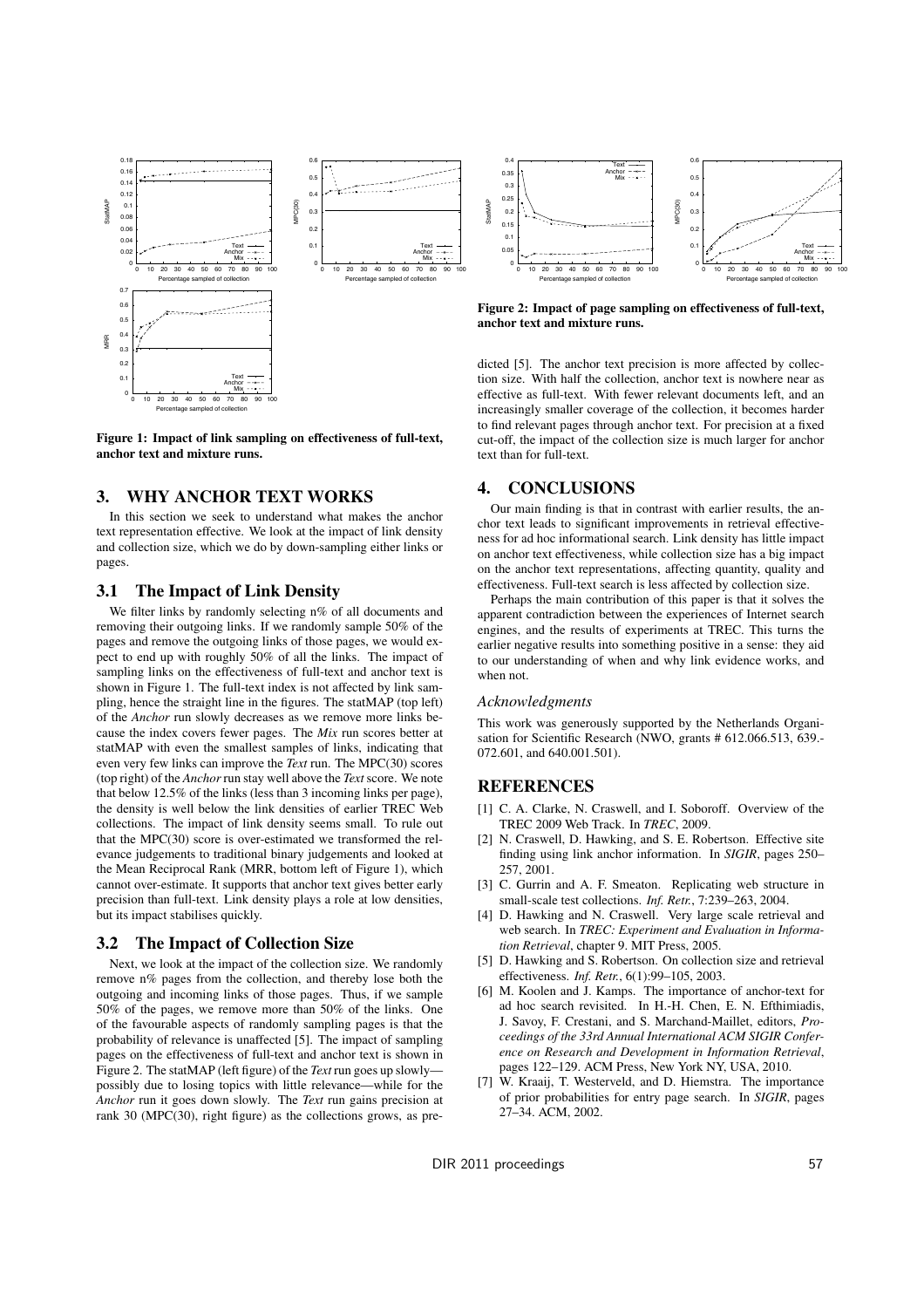0.18
0.16
0.14
0.12
0.1
0.08
0.06
0.04
0.02
0
StatMAP
0 10 20 30 40 50 60 70 80 90 100
Percentage sampled of collection
Text
Anchor
Mix

0.6
0.5
0.4
0.3
0.2
0.1
0
MPC(30)
0 10 20 30 40 50 60 70 80 90 100
Percentage sampled of collection
Text
Anchor
Mix

0.7
0.6
0.5
0.4
0.3
0.2
0.1
0
MRR
0 10 20 30 40 50 60 70 80 90 100
Percentage sampled of collection
Text
Anchor
Mix

**Figure 1: Impact of link sampling on effectiveness of full-text, anchor text and mixture runs.**

## 3. WHY ANCHOR TEXT WORKS

In this section we seek to understand what makes the anchor text representation effective. We look at the impact of link density and collection size, which we do by down-sampling either links or pages.

### 3.1 The Impact of Link Density

We filter links by randomly selecting n% of all documents and removing their outgoing links. If we randomly sample 50% of the pages and remove the outgoing links of those pages, we would expect to end up with roughly 50% of all the links. The impact of sampling links on the effectiveness of full-text and anchor text is shown in Figure 1. The full-text index is not affected by link sampling, hence the straight line in the figures. The statMAP (top left) of the *Anchor* run slowly decreases as we remove more links because the index covers fewer pages. The *Mix* run scores better at statMAP with even the smallest samples of links, indicating that even very few links can improve the *Text* run. The MPC(30) scores (top right) of the *Anchor* run stay well above the *Text* score. We note that below 12.5% of the links (less than 3 incoming links per page), the density is well below the link densities of earlier TREC Web collections. The impact of link density seems small. To rule out that the MPC(30) score is over-estimated we transformed the relevance judgements to traditional binary judgements and looked at the Mean Reciprocal Rank (MRR, bottom left of Figure 1), which cannot over-estimate. It supports that anchor text gives better early precision than full-text. Link density plays a role at low densities, but its impact stabilises quickly.

### 3.2 The Impact of Collection Size

Next, we look at the impact of the collection size. We randomly remove n% pages from the collection, and thereby lose both the outgoing and incoming links of those pages. Thus, if we sample 50% of the pages, we remove more than 50% of the links. One of the favourable aspects of randomly sampling pages is that the probability of relevance is unaffected [5]. The impact of sampling pages on the effectiveness of full-text and anchor text is shown in Figure 2. The statMAP (left figure) of the *Text* run goes up slowly—possibly due to losing topics with little relevance—while for the *Anchor* run it goes down slowly. The *Text* run gains precision at rank 30 (MPC(30), right figure) as the collections grows, as predicted [5]. The anchor text precision is more affected by collection size. With half the collection, anchor text is nowhere near as effective as full-text. With fewer relevant documents left, and an increasingly smaller coverage of the collection, it becomes harder to find relevant pages through anchor text. For precision at a fixed cut-off, the impact of the collection size is much larger for anchor text than for full-text.

0.4
0.35
0.3
0.25
0.2
0.15
0.1
0.05
0
StatMAP
0 10 20 30 40 50 60 70 80 90 100
Percentage sampled of collection
Text
Anchor
Mix

0.6
0.5
0.4
0.3
0.2
0.1
0
MPC(30)
0 10 20 30 40 50 60 70 80 90 100
Percentage sampled of collection
Text
Anchor
Mix

**Figure 2: Impact of page sampling on effectiveness of full-text, anchor text and mixture runs.**

## 4. CONCLUSIONS

Our main finding is that in contrast with earlier results, the anchor text leads to significant improvements in retrieval effectiveness for ad hoc informational search. Link density has little impact on anchor text effectiveness, while collection size has a big impact on the anchor text representations, affecting quantity, quality and effectiveness. Full-text search is less affected by collection size.

Perhaps the main contribution of this paper is that it solves the apparent contradiction between the experiences of Internet search engines, and the results of experiments at TREC. This turns the earlier negative results into something positive in a sense: they aid to our understanding of when and why link evidence works, and when not.

### *Acknowledgments*

This work was generously supported by the Netherlands Organisation for Scientific Research (NWO, grants # 612.066.513, 639.-072.601, and 640.001.501).

## REFERENCES

[1] C. A. Clarke, N. Craswell, and I. Soboroff. Overview of the TREC 2009 Web Track. In *TREC*, 2009.

[2] N. Craswell, D. Hawking, and S. E. Robertson. Effective site finding using link anchor information. In *SIGIR*, pages 250–257, 2001.

[3] C. Gurrin and A. F. Smeaton. Replicating web structure in small-scale test collections. *Inf. Retr.*, 7:239–263, 2004.

[4] D. Hawking and N. Craswell. Very large scale retrieval and web search. In *TREC: Experiment and Evaluation in Information Retrieval*, chapter 9. MIT Press, 2005.

[5] D. Hawking and S. Robertson. On collection size and retrieval effectiveness. *Inf. Retr.*, 6(1):99–105, 2003.

[6] M. Koolen and J. Kamps. The importance of anchor-text for ad hoc search revisited. In H.-H. Chen, E. N. Efthimiadis, J. Savoy, F. Crestani, and S. Marchand-Maillet, editors, *Proceedings of the 33rd Annual International ACM SIGIR Conference on Research and Development in Information Retrieval*, pages 122–129. ACM Press, New York NY, USA, 2010.

[7] W. Kraaij, T. Westerveld, and D. Hiemstra. The importance of prior probabilities for entry page search. In *SIGIR*, pages 27–34. ACM, 2002.